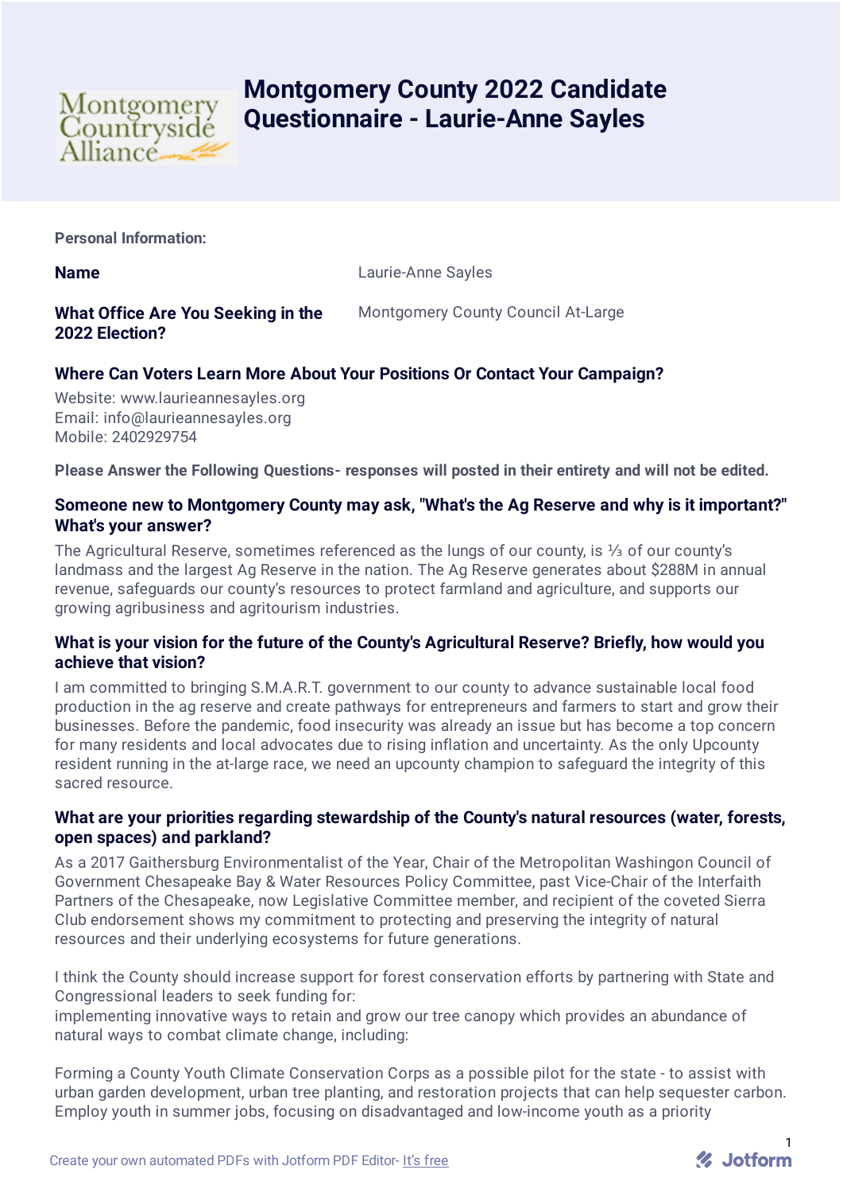# Montgomery County 2022 Candidate Questionnaire - Laurie-Anne Sayles

**Personal Information:**

**Name**

Laurie-Anne Sayles

**What Office Are You Seeking in the 2022 Election?**

Montgomery County Council At-Large

### Where Can Voters Learn More About Your Positions Or Contact Your Campaign?

Website: www.laurieannesayles.org
Email: info@laurieannesayles.org
Mobile: 2402929754

**Please Answer the Following Questions- responses will posted in their entirety and will not be edited.**

### Someone new to Montgomery County may ask, "What's the Ag Reserve and why is it important?" What's your answer?

The Agricultural Reserve, sometimes referenced as the lungs of our county, is ⅓ of our county's landmass and the largest Ag Reserve in the nation. The Ag Reserve generates about $288M in annual revenue, safeguards our county's resources to protect farmland and agriculture, and supports our growing agribusiness and agritourism industries.

### What is your vision for the future of the County's Agricultural Reserve? Briefly, how would you achieve that vision?

I am committed to bringing S.M.A.R.T. government to our county to advance sustainable local food production in the ag reserve and create pathways for entrepreneurs and farmers to start and grow their businesses. Before the pandemic, food insecurity was already an issue but has become a top concern for many residents and local advocates due to rising inflation and uncertainty. As the only Upcounty resident running in the at-large race, we need an upcounty champion to safeguard the integrity of this sacred resource.

### What are your priorities regarding stewardship of the County's natural resources (water, forests, open spaces) and parkland?

As a 2017 Gaithersburg Environmentalist of the Year, Chair of the Metropolitan Washingon Council of Government Chesapeake Bay & Water Resources Policy Committee, past Vice-Chair of the Interfaith Partners of the Chesapeake, now Legislative Committee member, and recipient of the coveted Sierra Club endorsement shows my commitment to protecting and preserving the integrity of natural resources and their underlying ecosystems for future generations.

I think the County should increase support for forest conservation efforts by partnering with State and Congressional leaders to seek funding for:
implementing innovative ways to retain and grow our tree canopy which provides an abundance of natural ways to combat climate change, including:

Forming a County Youth Climate Conservation Corps as a possible pilot for the state - to assist with urban garden development, urban tree planting, and restoration projects that can help sequester carbon. Employ youth in summer jobs, focusing on disadvantaged and low-income youth as a priority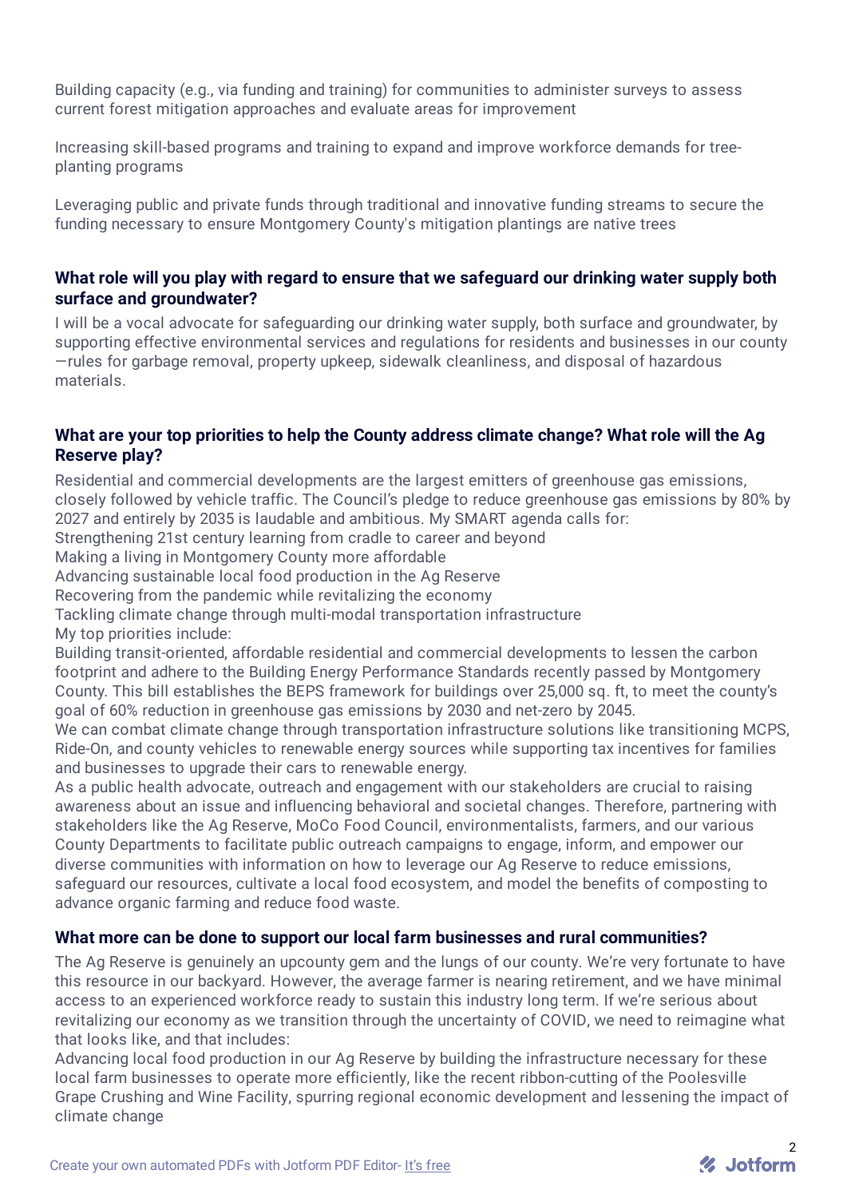Building capacity (e.g., via funding and training) for communities to administer surveys to assess current forest mitigation approaches and evaluate areas for improvement

Increasing skill-based programs and training to expand and improve workforce demands for tree-planting programs

Leveraging public and private funds through traditional and innovative funding streams to secure the funding necessary to ensure Montgomery County's mitigation plantings are native trees

### What role will you play with regard to ensure that we safeguard our drinking water supply both surface and groundwater?

I will be a vocal advocate for safeguarding our drinking water supply, both surface and groundwater, by supporting effective environmental services and regulations for residents and businesses in our county—rules for garbage removal, property upkeep, sidewalk cleanliness, and disposal of hazardous materials.

### What are your top priorities to help the County address climate change? What role will the Ag Reserve play?

Residential and commercial developments are the largest emitters of greenhouse gas emissions, closely followed by vehicle traffic. The Council's pledge to reduce greenhouse gas emissions by 80% by 2027 and entirely by 2035 is laudable and ambitious. My SMART agenda calls for:
Strengthening 21st century learning from cradle to career and beyond
Making a living in Montgomery County more affordable
Advancing sustainable local food production in the Ag Reserve
Recovering from the pandemic while revitalizing the economy
Tackling climate change through multi-modal transportation infrastructure
My top priorities include:
Building transit-oriented, affordable residential and commercial developments to lessen the carbon footprint and adhere to the Building Energy Performance Standards recently passed by Montgomery County. This bill establishes the BEPS framework for buildings over 25,000 sq. ft, to meet the county's goal of 60% reduction in greenhouse gas emissions by 2030 and net-zero by 2045.
We can combat climate change through transportation infrastructure solutions like transitioning MCPS, Ride-On, and county vehicles to renewable energy sources while supporting tax incentives for families and businesses to upgrade their cars to renewable energy.
As a public health advocate, outreach and engagement with our stakeholders are crucial to raising awareness about an issue and influencing behavioral and societal changes. Therefore, partnering with stakeholders like the Ag Reserve, MoCo Food Council, environmentalists, farmers, and our various County Departments to facilitate public outreach campaigns to engage, inform, and empower our diverse communities with information on how to leverage our Ag Reserve to reduce emissions, safeguard our resources, cultivate a local food ecosystem, and model the benefits of composting to advance organic farming and reduce food waste.

### What more can be done to support our local farm businesses and rural communities?

The Ag Reserve is genuinely an upcounty gem and the lungs of our county. We're very fortunate to have this resource in our backyard. However, the average farmer is nearing retirement, and we have minimal access to an experienced workforce ready to sustain this industry long term. If we're serious about revitalizing our economy as we transition through the uncertainty of COVID, we need to reimagine what that looks like, and that includes:
Advancing local food production in our Ag Reserve by building the infrastructure necessary for these local farm businesses to operate more efficiently, like the recent ribbon-cutting of the Poolesville Grape Crushing and Wine Facility, spurring regional economic development and lessening the impact of climate change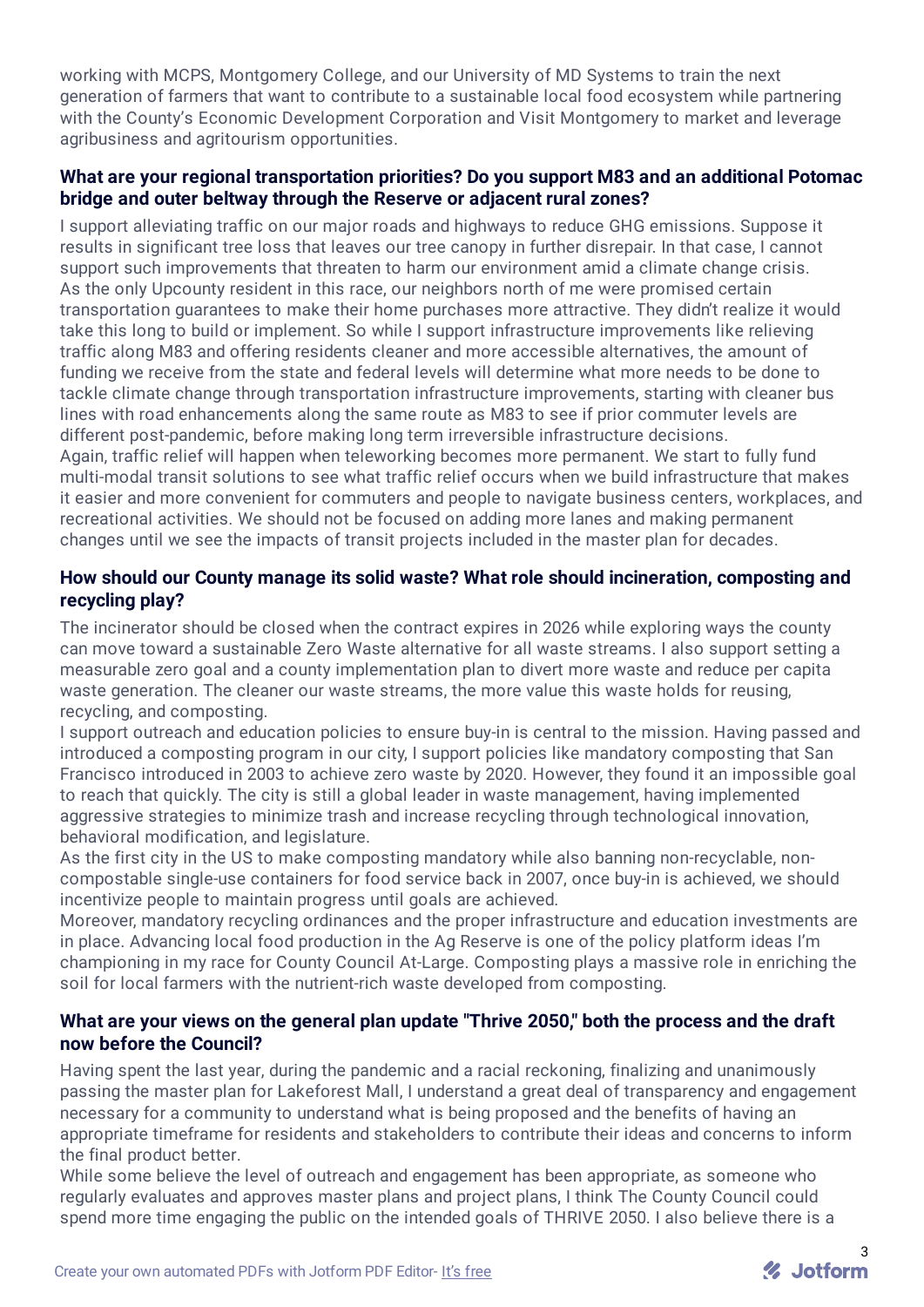working with MCPS, Montgomery College, and our University of MD Systems to train the next generation of farmers that want to contribute to a sustainable local food ecosystem while partnering with the County's Economic Development Corporation and Visit Montgomery to market and leverage agribusiness and agritourism opportunities.

**What are your regional transportation priorities? Do you support M83 and an additional Potomac bridge and outer beltway through the Reserve or adjacent rural zones?**

I support alleviating traffic on our major roads and highways to reduce GHG emissions. Suppose it results in significant tree loss that leaves our tree canopy in further disrepair. In that case, I cannot support such improvements that threaten to harm our environment amid a climate change crisis.
As the only Upcounty resident in this race, our neighbors north of me were promised certain transportation guarantees to make their home purchases more attractive. They didn't realize it would take this long to build or implement. So while I support infrastructure improvements like relieving traffic along M83 and offering residents cleaner and more accessible alternatives, the amount of funding we receive from the state and federal levels will determine what more needs to be done to tackle climate change through transportation infrastructure improvements, starting with cleaner bus lines with road enhancements along the same route as M83 to see if prior commuter levels are different post-pandemic, before making long term irreversible infrastructure decisions.
Again, traffic relief will happen when teleworking becomes more permanent. We start to fully fund multi-modal transit solutions to see what traffic relief occurs when we build infrastructure that makes it easier and more convenient for commuters and people to navigate business centers, workplaces, and recreational activities. We should not be focused on adding more lanes and making permanent changes until we see the impacts of transit projects included in the master plan for decades.

**How should our County manage its solid waste? What role should incineration, composting and recycling play?**

The incinerator should be closed when the contract expires in 2026 while exploring ways the county can move toward a sustainable Zero Waste alternative for all waste streams. I also support setting a measurable zero goal and a county implementation plan to divert more waste and reduce per capita waste generation. The cleaner our waste streams, the more value this waste holds for reusing, recycling, and composting.
I support outreach and education policies to ensure buy-in is central to the mission. Having passed and introduced a composting program in our city, I support policies like mandatory composting that San Francisco introduced in 2003 to achieve zero waste by 2020. However, they found it an impossible goal to reach that quickly. The city is still a global leader in waste management, having implemented aggressive strategies to minimize trash and increase recycling through technological innovation, behavioral modification, and legislature.
As the first city in the US to make composting mandatory while also banning non-recyclable, non-compostable single-use containers for food service back in 2007, once buy-in is achieved, we should incentivize people to maintain progress until goals are achieved.
Moreover, mandatory recycling ordinances and the proper infrastructure and education investments are in place. Advancing local food production in the Ag Reserve is one of the policy platform ideas I'm championing in my race for County Council At-Large. Composting plays a massive role in enriching the soil for local farmers with the nutrient-rich waste developed from composting.

**What are your views on the general plan update "Thrive 2050," both the process and the draft now before the Council?**

Having spent the last year, during the pandemic and a racial reckoning, finalizing and unanimously passing the master plan for Lakeforest Mall, I understand a great deal of transparency and engagement necessary for a community to understand what is being proposed and the benefits of having an appropriate timeframe for residents and stakeholders to contribute their ideas and concerns to inform the final product better.
While some believe the level of outreach and engagement has been appropriate, as someone who regularly evaluates and approves master plans and project plans, I think The County Council could spend more time engaging the public on the intended goals of THRIVE 2050. I also believe there is a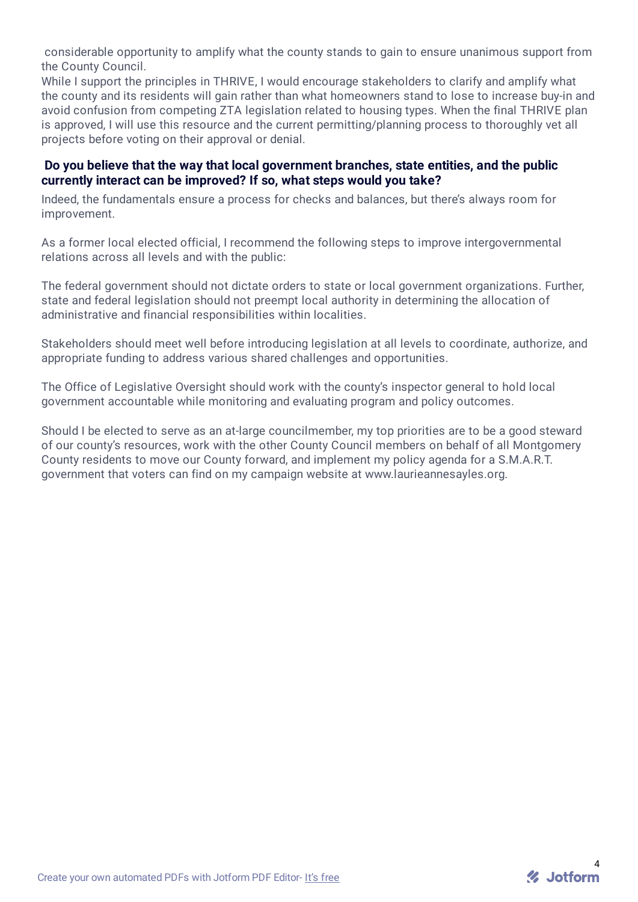considerable opportunity to amplify what the county stands to gain to ensure unanimous support from the County Council.
While I support the principles in THRIVE, I would encourage stakeholders to clarify and amplify what the county and its residents will gain rather than what homeowners stand to lose to increase buy-in and avoid confusion from competing ZTA legislation related to housing types. When the final THRIVE plan is approved, I will use this resource and the current permitting/planning process to thoroughly vet all projects before voting on their approval or denial.

**Do you believe that the way that local government branches, state entities, and the public currently interact can be improved? If so, what steps would you take?**

Indeed, the fundamentals ensure a process for checks and balances, but there's always room for improvement.

As a former local elected official, I recommend the following steps to improve intergovernmental relations across all levels and with the public:

The federal government should not dictate orders to state or local government organizations. Further, state and federal legislation should not preempt local authority in determining the allocation of administrative and financial responsibilities within localities.

Stakeholders should meet well before introducing legislation at all levels to coordinate, authorize, and appropriate funding to address various shared challenges and opportunities.

The Office of Legislative Oversight should work with the county's inspector general to hold local government accountable while monitoring and evaluating program and policy outcomes.

Should I be elected to serve as an at-large councilmember, my top priorities are to be a good steward of our county's resources, work with the other County Council members on behalf of all Montgomery County residents to move our County forward, and implement my policy agenda for a S.M.A.R.T. government that voters can find on my campaign website at www.laurieannesayles.org.